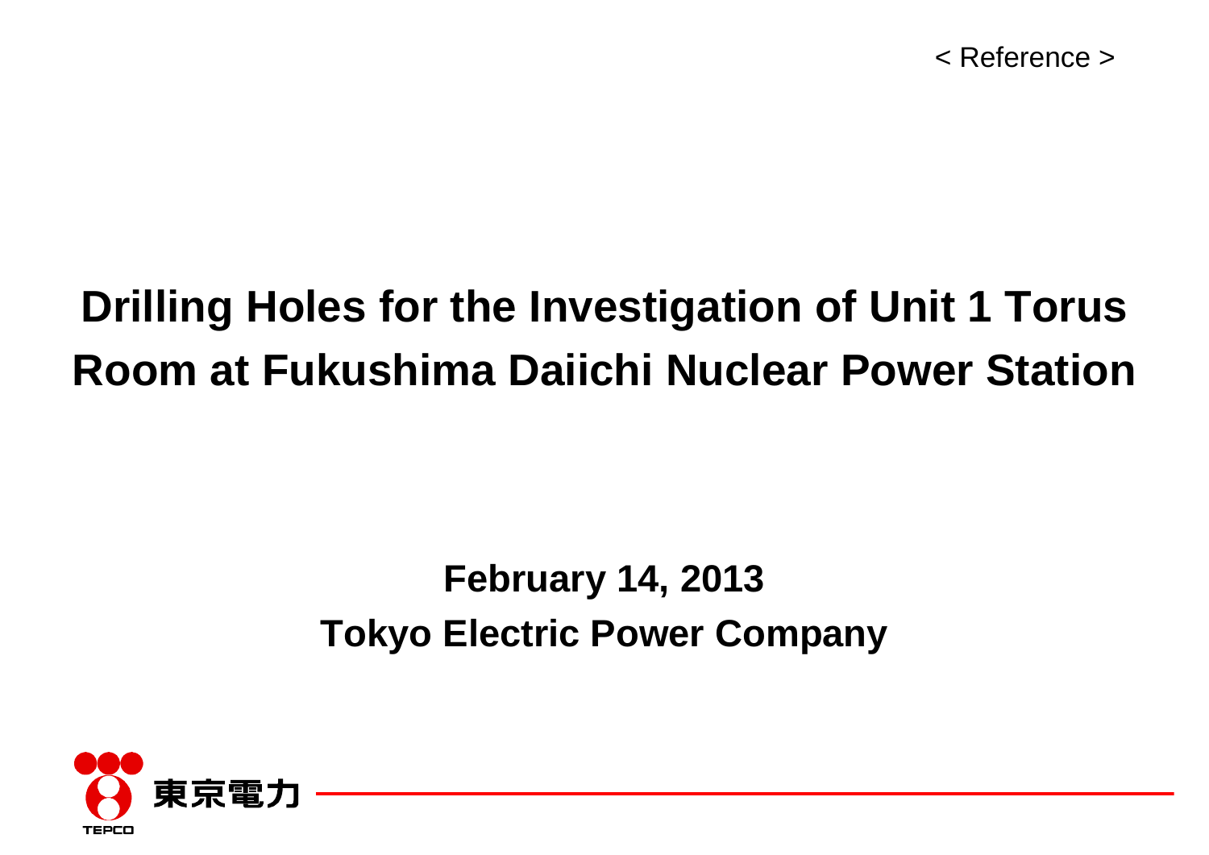< Reference >

# Drilling Holes for the Investigation of Unit 1 Torus Room at Fukushima Daiichi Nuclear Power Station

**February 14, 2013**

**Tokyo Electric Power Company**

東京電力

TEPCO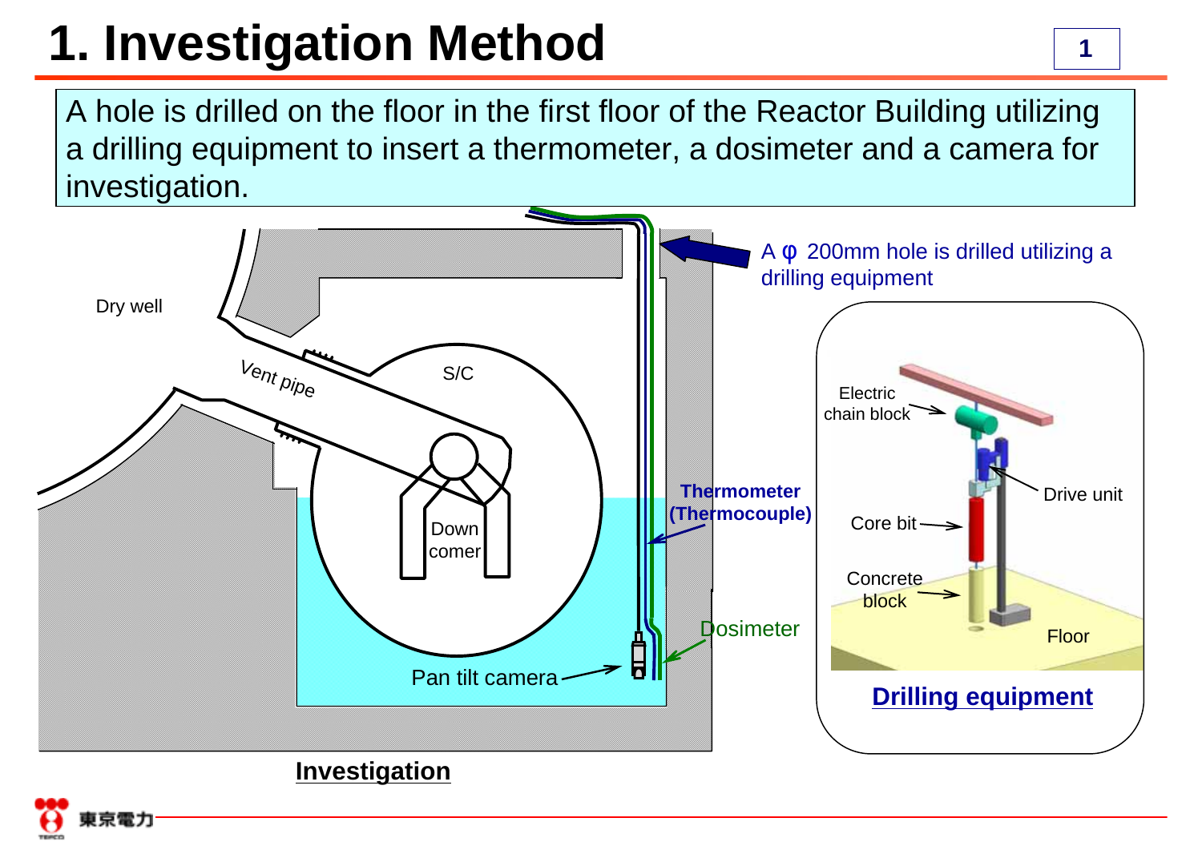# 1. Investigation Method

A hole is drilled on the floor in the first floor of the Reactor Building utilizing a drilling equipment to insert a thermometer, a dosimeter and a camera for investigation.

Dry well

Vent pipe

S/C

Down comer

Thermometer (Thermocouple)

Dosimeter

Pan tilt camera

A φ 200mm hole is drilled utilizing a drilling equipment

**Investigation**

Electric chain block

Drive unit

Core bit

Concrete block

Floor

**Drilling equipment**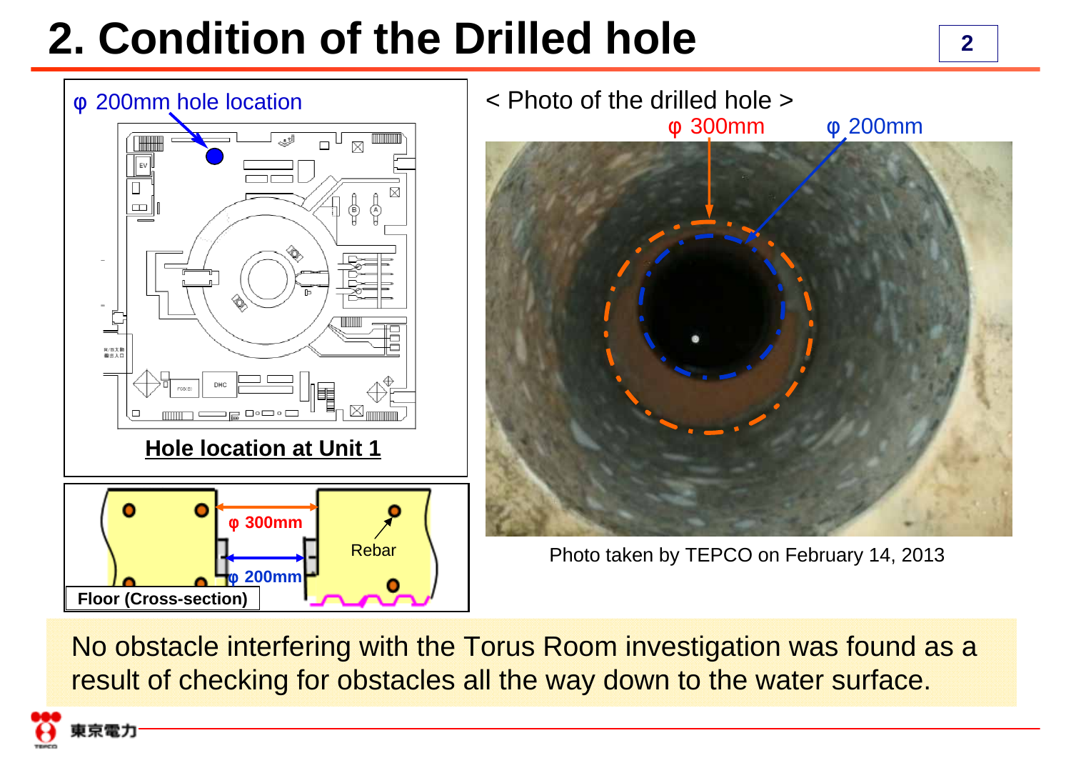# 2. Condition of the Drilled hole

φ 200mm hole location

**Hole location at Unit 1**

φ 300mm

φ 200mm

Rebar

**Floor (Cross-section)**

< Photo of the drilled hole >

φ 300mm φ 200mm

Photo taken by TEPCO on February 14, 2013

No obstacle interfering with the Torus Room investigation was found as a result of checking for obstacles all the way down to the water surface.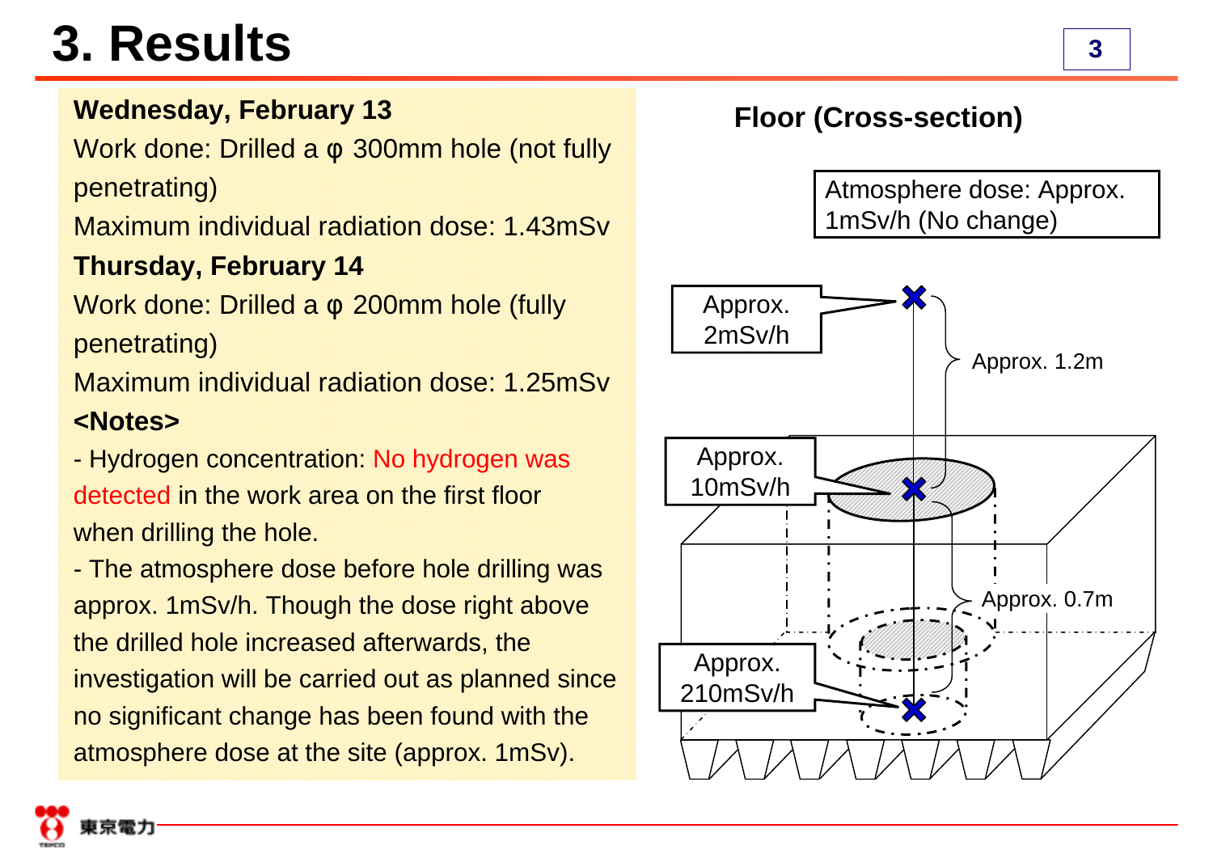# 3. Results

**Wednesday, February 13**

Work done: Drilled a φ 300mm hole (not fully penetrating)

Maximum individual radiation dose: 1.43mSv

**Thursday, February 14**

Work done: Drilled a φ 200mm hole (fully penetrating)

Maximum individual radiation dose: 1.25mSv

**<Notes>**

- Hydrogen concentration: No hydrogen was detected in the work area on the first floor when drilling the hole.
- The atmosphere dose before hole drilling was approx. 1mSv/h. Though the dose right above the drilled hole increased afterwards, the investigation will be carried out as planned since no significant change has been found with the atmosphere dose at the site (approx. 1mSv).

**Floor (Cross-section)**

Atmosphere dose: Approx. 1mSv/h (No change)

Approx. 2mSv/h

Approx. 1.2m

Approx. 10mSv/h

Approx. 0.7m

Approx. 210mSv/h